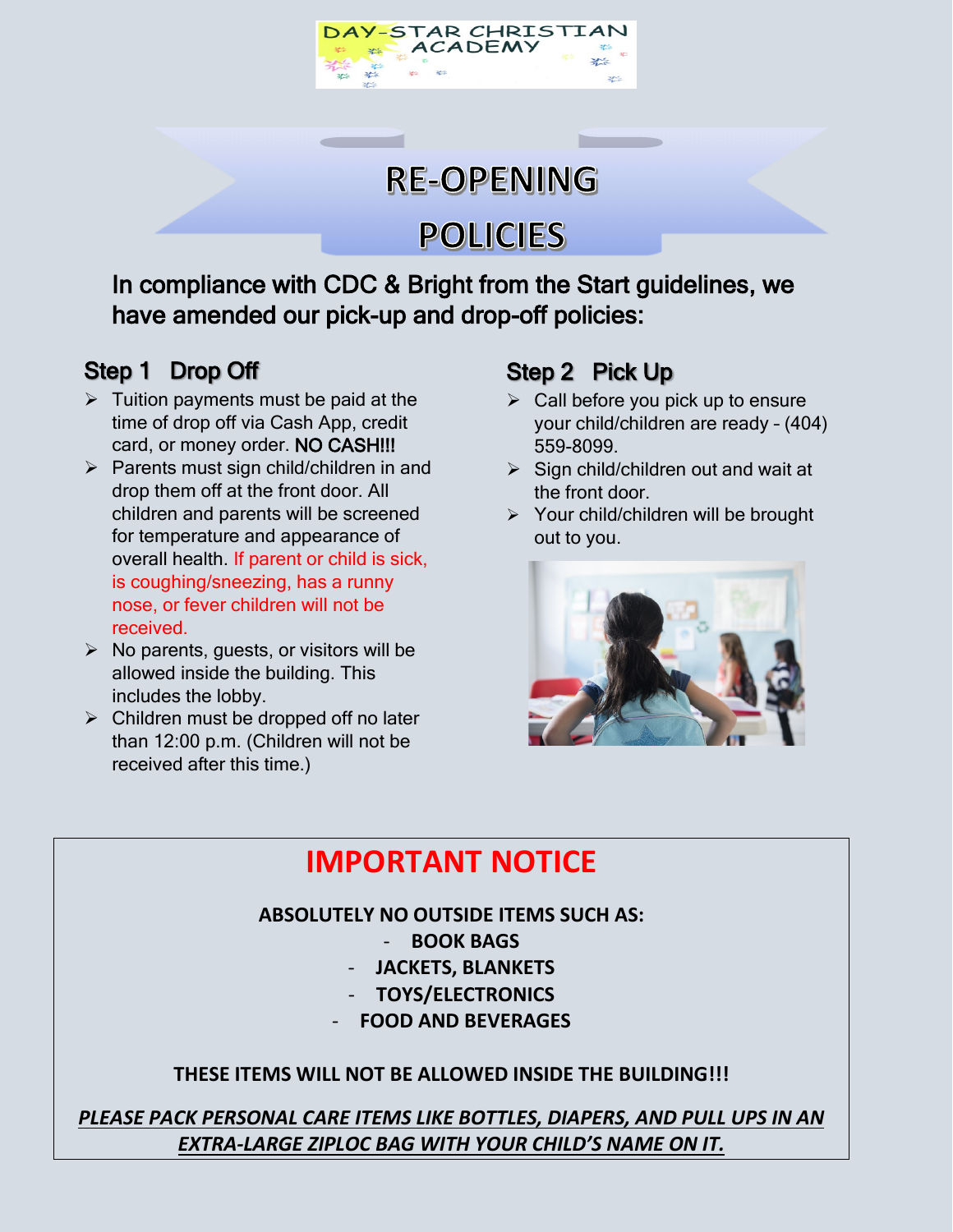DAY-STAR CHRISTIAN ACADEMY

# RE-OPENING POLICIES

In compliance with CDC & Bright from the Start guidelines, we have amended our pick-up and drop-off policies:

## Step 1 Drop Off

- Tuition payments must be paid at the time of drop off via Cash App, credit card, or money order. NO CASH!!!
- Parents must sign child/children in and drop them off at the front door. All children and parents will be screened for temperature and appearance of overall health. If parent or child is sick, is coughing/sneezing, has a runny nose, or fever children will not be received.
- No parents, guests, or visitors will be allowed inside the building. This includes the lobby.
- Children must be dropped off no later than 12:00 p.m. (Children will not be received after this time.)

## Step 2 Pick Up

- Call before you pick up to ensure your child/children are ready – (404) 559-8099.
- Sign child/children out and wait at the front door.
- Your child/children will be brought out to you.

## IMPORTANT NOTICE

**ABSOLUTELY NO OUTSIDE ITEMS SUCH AS:**

- **BOOK BAGS**
- **JACKETS, BLANKETS**
- **TOYS/ELECTRONICS**
- **FOOD AND BEVERAGES**

**THESE ITEMS WILL NOT BE ALLOWED INSIDE THE BUILDING!!!**

***PLEASE PACK PERSONAL CARE ITEMS LIKE BOTTLES, DIAPERS, AND PULL UPS IN AN EXTRA-LARGE ZIPLOC BAG WITH YOUR CHILD'S NAME ON IT.***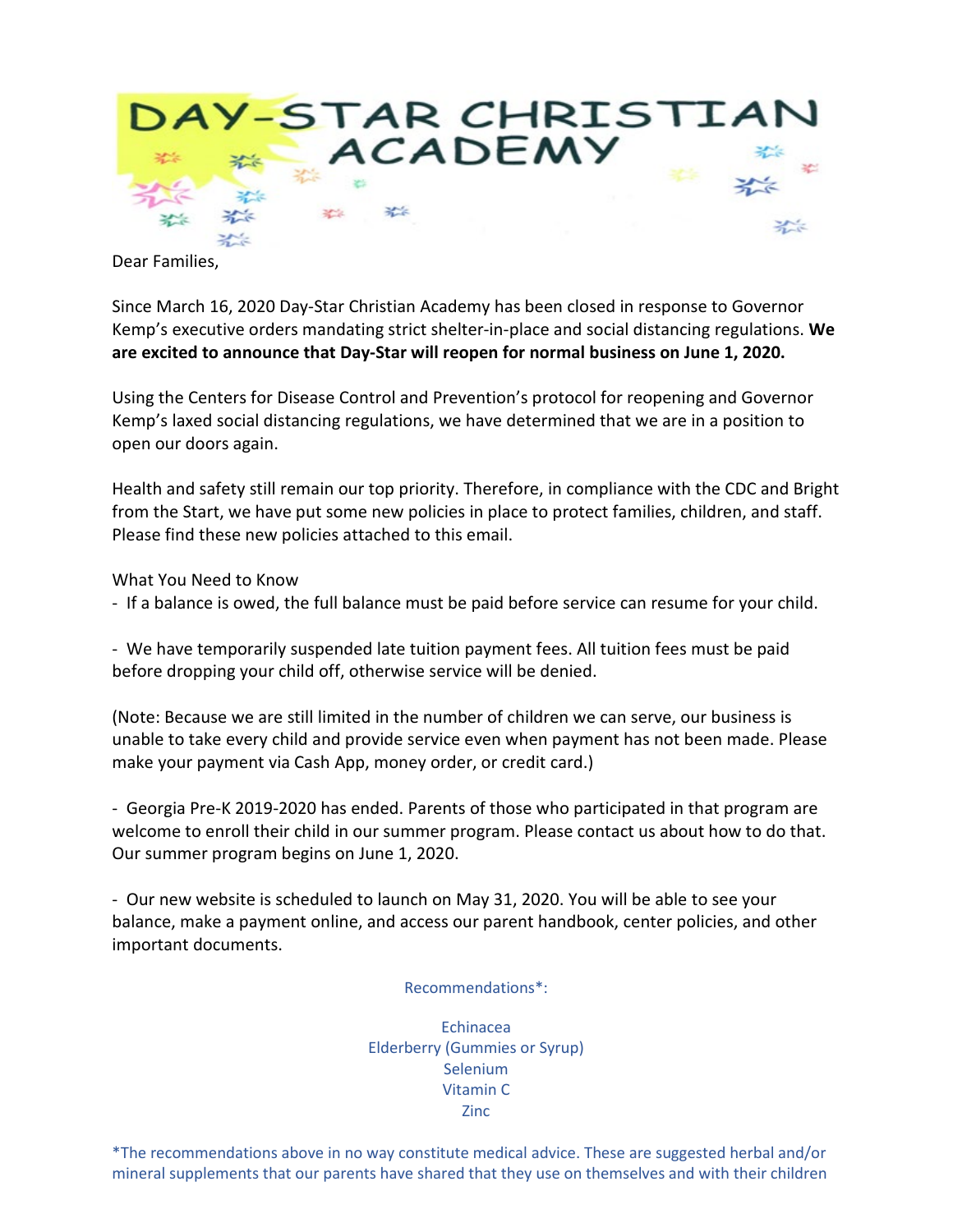# DAY-STAR CHRISTIAN ACADEMY

Dear Families,

Since March 16, 2020 Day-Star Christian Academy has been closed in response to Governor Kemp's executive orders mandating strict shelter-in-place and social distancing regulations. **We are excited to announce that Day-Star will reopen for normal business on June 1, 2020.**

Using the Centers for Disease Control and Prevention's protocol for reopening and Governor Kemp's laxed social distancing regulations, we have determined that we are in a position to open our doors again.

Health and safety still remain our top priority. Therefore, in compliance with the CDC and Bright from the Start, we have put some new policies in place to protect families, children, and staff. Please find these new policies attached to this email.

What You Need to Know

- If a balance is owed, the full balance must be paid before service can resume for your child.

- We have temporarily suspended late tuition payment fees. All tuition fees must be paid before dropping your child off, otherwise service will be denied.

(Note: Because we are still limited in the number of children we can serve, our business is unable to take every child and provide service even when payment has not been made. Please make your payment via Cash App, money order, or credit card.)

- Georgia Pre-K 2019-2020 has ended. Parents of those who participated in that program are welcome to enroll their child in our summer program. Please contact us about how to do that. Our summer program begins on June 1, 2020.

- Our new website is scheduled to launch on May 31, 2020. You will be able to see your balance, make a payment online, and access our parent handbook, center policies, and other important documents.

Recommendations*:

Echinacea
Elderberry (Gummies or Syrup)
Selenium
Vitamin C
Zinc

*The recommendations above in no way constitute medical advice. These are suggested herbal and/or mineral supplements that our parents have shared that they use on themselves and with their children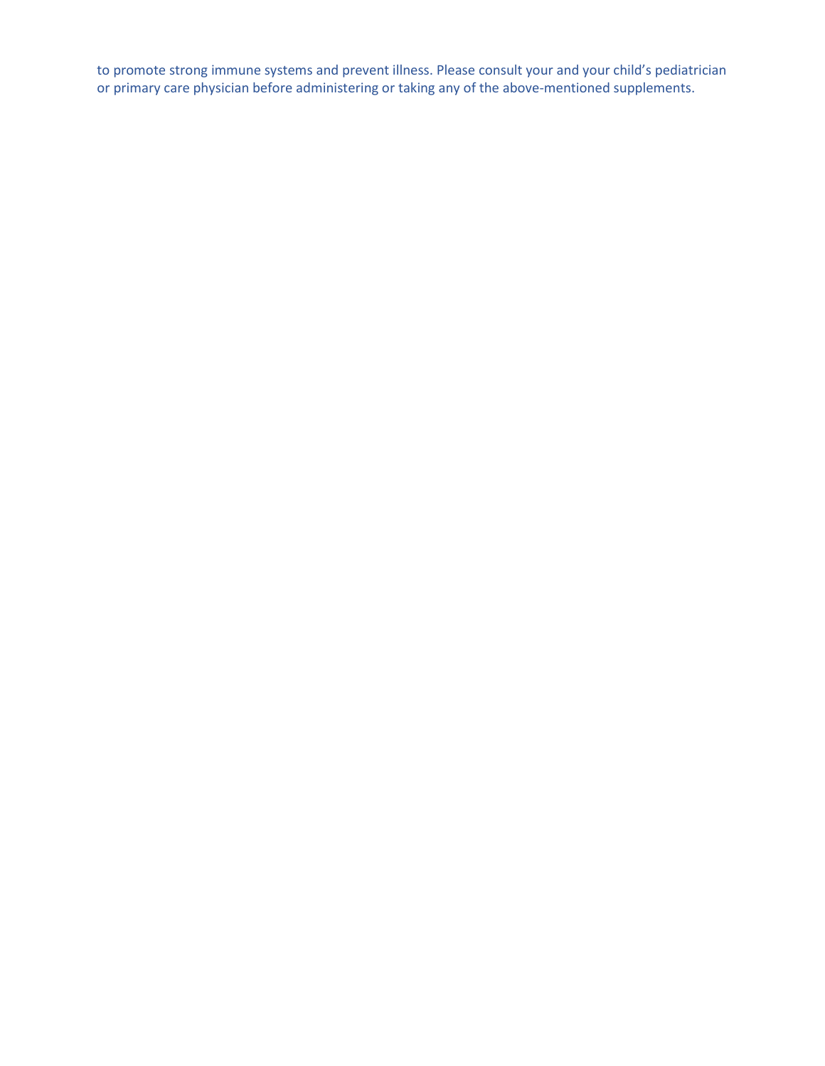to promote strong immune systems and prevent illness. Please consult your and your child's pediatrician or primary care physician before administering or taking any of the above-mentioned supplements.